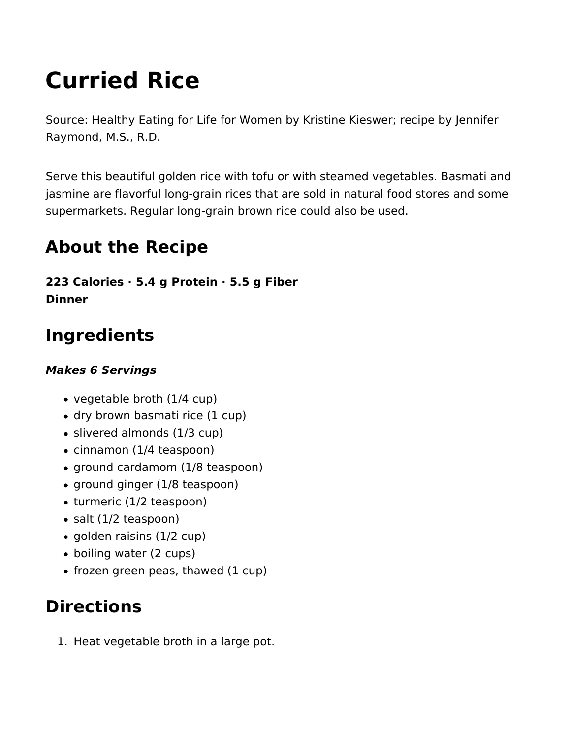# Curried Rice

Source: Healthy Eating for Life for Women by Kristine Kieswer; recipe by Jennifer Raymond, M.S., R.D.

Serve this beautiful golden rice with tofu or with steamed vegetables. Basmati and jasmine are flavorful long-grain rices that are sold in natural food stores and some supermarkets. Regular long-grain brown rice could also be used.

## About the Recipe

**223 Calories · 5.4 g Protein · 5.5 g Fiber**
**Dinner**

## Ingredients

***Makes 6 Servings***

- vegetable broth (1/4 cup)
- dry brown basmati rice (1 cup)
- slivered almonds (1/3 cup)
- cinnamon (1/4 teaspoon)
- ground cardamom (1/8 teaspoon)
- ground ginger (1/8 teaspoon)
- turmeric (1/2 teaspoon)
- salt (1/2 teaspoon)
- golden raisins (1/2 cup)
- boiling water (2 cups)
- frozen green peas, thawed (1 cup)

## Directions

1. Heat vegetable broth in a large pot.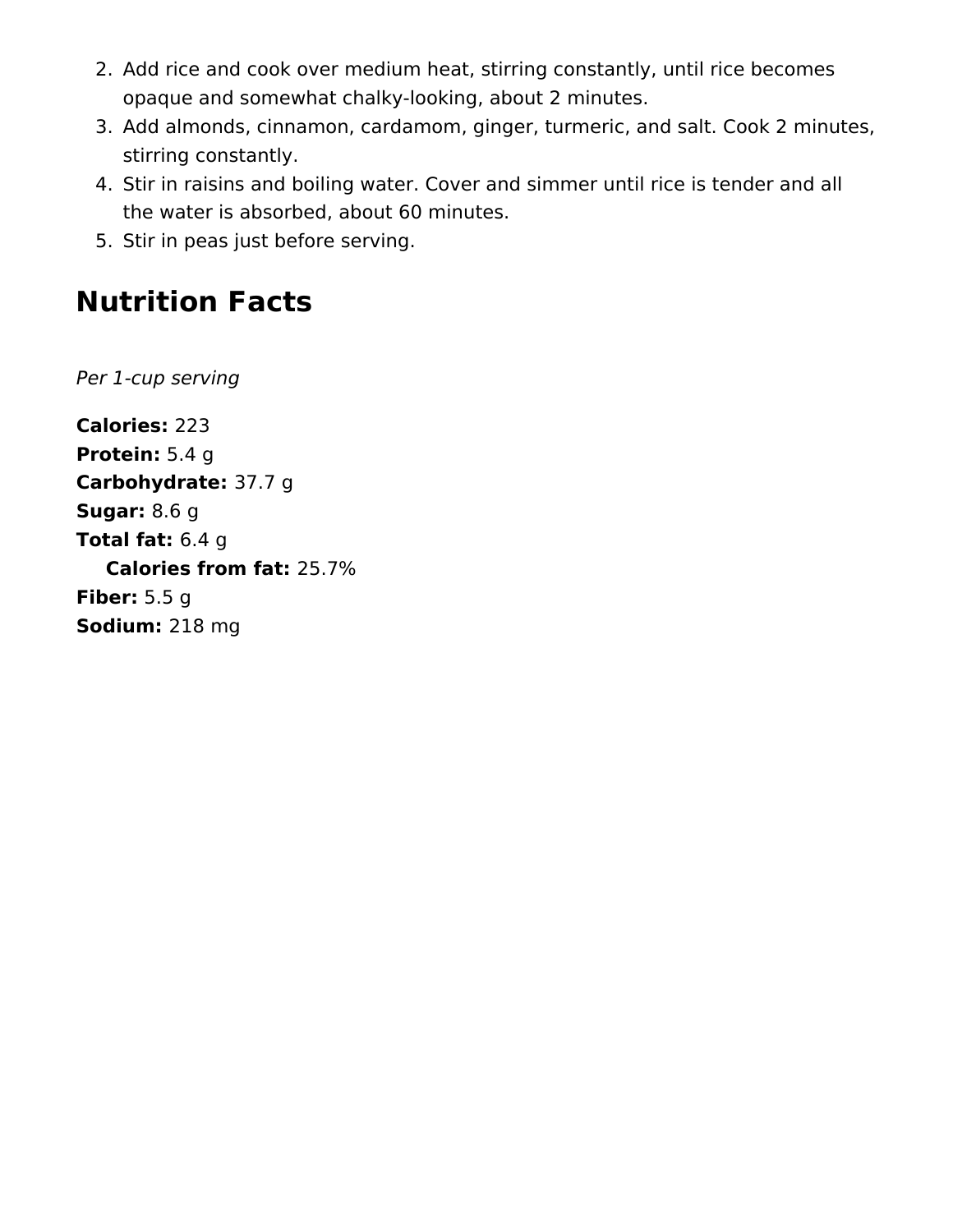2. Add rice and cook over medium heat, stirring constantly, until rice becomes opaque and somewhat chalky-looking, about 2 minutes.
3. Add almonds, cinnamon, cardamom, ginger, turmeric, and salt. Cook 2 minutes, stirring constantly.
4. Stir in raisins and boiling water. Cover and simmer until rice is tender and all the water is absorbed, about 60 minutes.
5. Stir in peas just before serving.

## Nutrition Facts

*Per 1-cup serving*

**Calories:** 223
**Protein:** 5.4 g
**Carbohydrate:** 37.7 g
**Sugar:** 8.6 g
**Total fat:** 6.4 g
  **Calories from fat:** 25.7%
**Fiber:** 5.5 g
**Sodium:** 218 mg